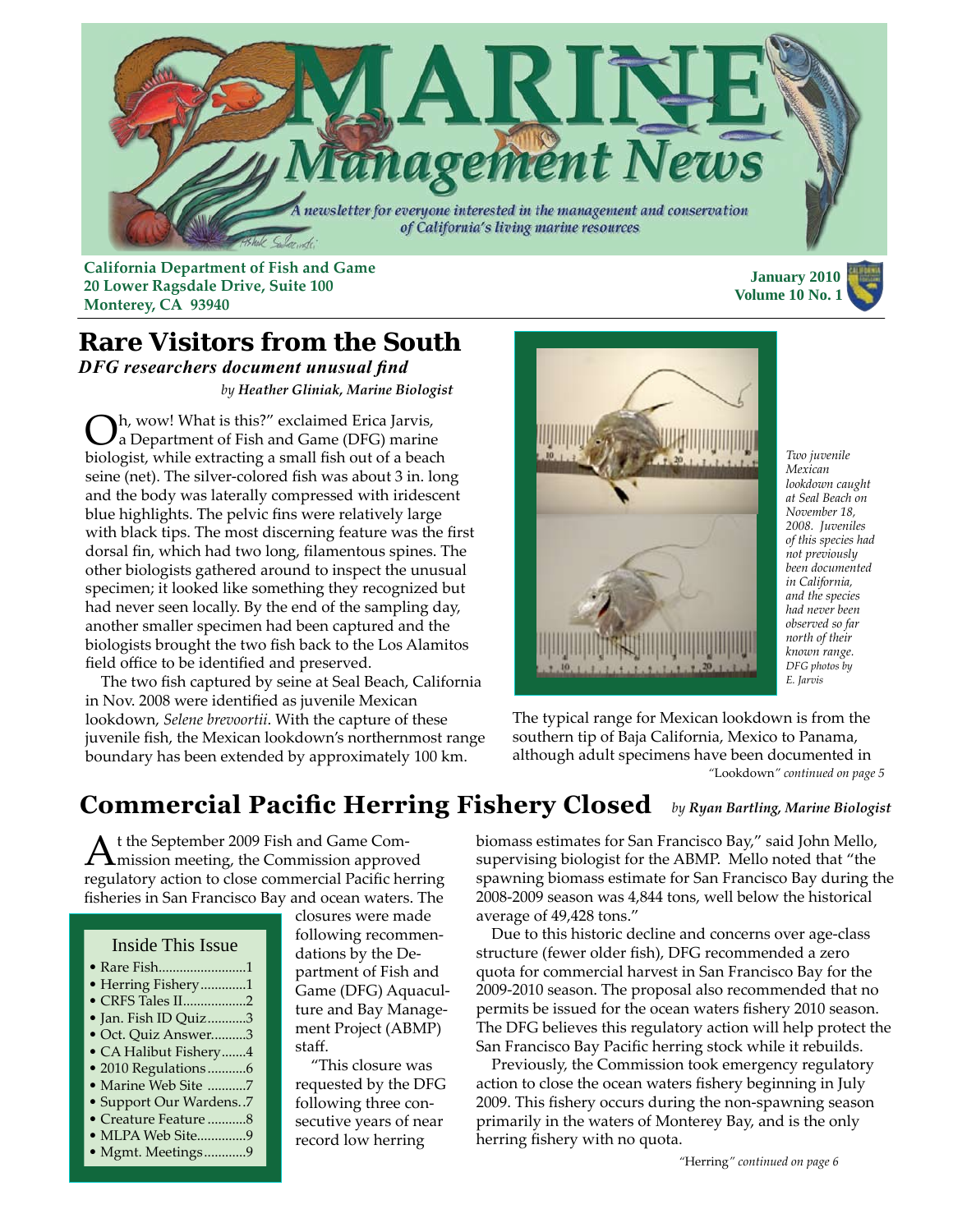# MARINE Management News

*A newsletter for everyone interested in the management and conservation of California's living marine resources*

**California Department of Fish and Game**
**20 Lower Ragsdale Drive, Suite 100**
**Monterey, CA 93940**

**January 2010**
**Volume 10 No. 1**

## Rare Visitors from the South

***DFG researchers document unusual find***

*by **Heather Gliniak, Marine Biologist***

"Oh, wow! What is this?" exclaimed Erica Jarvis, a Department of Fish and Game (DFG) marine biologist, while extracting a small fish out of a beach seine (net). The silver-colored fish was about 3 in. long and the body was laterally compressed with iridescent blue highlights. The pelvic fins were relatively large with black tips. The most discerning feature was the first dorsal fin, which had two long, filamentous spines. The other biologists gathered around to inspect the unusual specimen; it looked like something they recognized but had never seen locally. By the end of the sampling day, another smaller specimen had been captured and the biologists brought the two fish back to the Los Alamitos field office to be identified and preserved.

The two fish captured by seine at Seal Beach, California in Nov. 2008 were identified as juvenile Mexican lookdown, *Selene brevoortii*. With the capture of these juvenile fish, the Mexican lookdown's northernmost range boundary has been extended by approximately 100 km.

*Two juvenile Mexican lookdown caught at Seal Beach on November 18, 2008. Juveniles of this species had not previously been documented in California, and the species had never been observed so far north of their known range. DFG photos by E. Jarvis*

The typical range for Mexican lookdown is from the southern tip of Baja California, Mexico to Panama, although adult specimens have been documented in

"Lookdown" *continued on page 5*

## Commercial Pacific Herring Fishery Closed

*by **Ryan Bartling, Marine Biologist***

At the September 2009 Fish and Game Commission meeting, the Commission approved regulatory action to close commercial Pacific herring fisheries in San Francisco Bay and ocean waters. The closures were made following recommendations by the Department of Fish and Game (DFG) Aquaculture and Bay Management Project (ABMP) staff.

"This closure was requested by the DFG following three consecutive years of near record low herring biomass estimates for San Francisco Bay," said John Mello, supervising biologist for the ABMP. Mello noted that "the spawning biomass estimate for San Francisco Bay during the 2008-2009 season was 4,844 tons, well below the historical average of 49,428 tons."

Due to this historic decline and concerns over age-class structure (fewer older fish), DFG recommended a zero quota for commercial harvest in San Francisco Bay for the 2009-2010 season. The proposal also recommended that no permits be issued for the ocean waters fishery 2010 season. The DFG believes this regulatory action will help protect the San Francisco Bay Pacific herring stock while it rebuilds.

Previously, the Commission took emergency regulatory action to close the ocean waters fishery beginning in July 2009. This fishery occurs during the non-spawning season primarily in the waters of Monterey Bay, and is the only herring fishery with no quota.

"Herring" *continued on page 6*

### Inside This Issue

- Rare Fish.........................1
- Herring Fishery.............1
- CRFS Tales II..................2
- Jan. Fish ID Quiz...........3
- Oct. Quiz Answer..........3
- CA Halibut Fishery.......4
- 2010 Regulations...........6
- Marine Web Site ...........7
- Support Our Wardens..7
- Creature Feature...........8
- MLPA Web Site..............9
- Mgmt. Meetings............9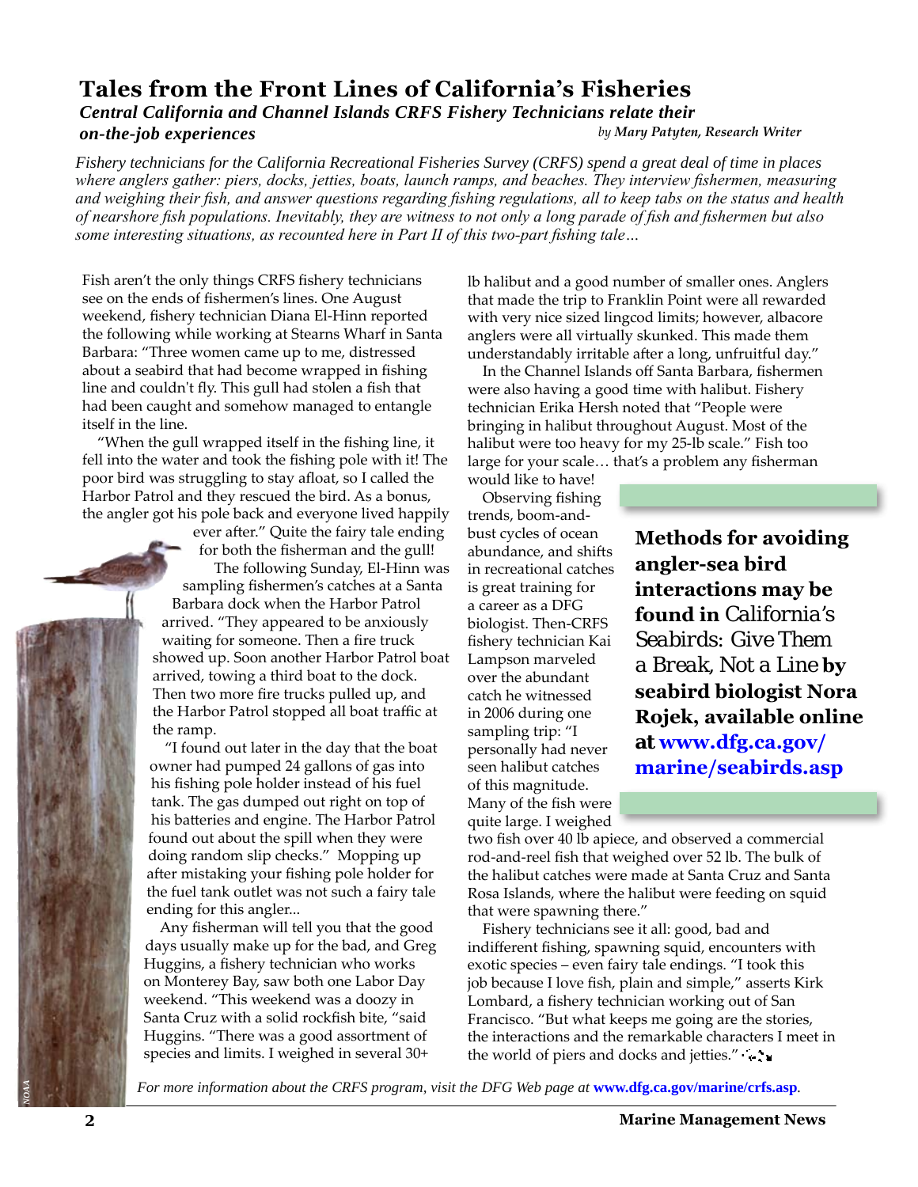# Tales from the Front Lines of California's Fisheries

***Central California and Channel Islands CRFS Fishery Technicians relate their on-the-job experiences***

*by* ***Mary Patyten, Research Writer***

*Fishery technicians for the California Recreational Fisheries Survey (CRFS) spend a great deal of time in places where anglers gather: piers, docks, jetties, boats, launch ramps, and beaches. They interview fishermen, measuring and weighing their fish, and answer questions regarding fishing regulations, all to keep tabs on the status and health of nearshore fish populations. Inevitably, they are witness to not only a long parade of fish and fishermen but also some interesting situations, as recounted here in Part II of this two-part fishing tale…*

Fish aren't the only things CRFS fishery technicians see on the ends of fishermen's lines. One August weekend, fishery technician Diana El-Hinn reported the following while working at Stearns Wharf in Santa Barbara: "Three women came up to me, distressed about a seabird that had become wrapped in fishing line and couldn't fly. This gull had stolen a fish that had been caught and somehow managed to entangle itself in the line.

"When the gull wrapped itself in the fishing line, it fell into the water and took the fishing pole with it! The poor bird was struggling to stay afloat, so I called the Harbor Patrol and they rescued the bird. As a bonus, the angler got his pole back and everyone lived happily ever after." Quite the fairy tale ending for both the fisherman and the gull!

The following Sunday, El-Hinn was sampling fishermen's catches at a Santa Barbara dock when the Harbor Patrol arrived. "They appeared to be anxiously waiting for someone. Then a fire truck showed up. Soon another Harbor Patrol boat arrived, towing a third boat to the dock. Then two more fire trucks pulled up, and the Harbor Patrol stopped all boat traffic at the ramp.

"I found out later in the day that the boat owner had pumped 24 gallons of gas into his fishing pole holder instead of his fuel tank. The gas dumped out right on top of his batteries and engine. The Harbor Patrol found out about the spill when they were doing random slip checks." Mopping up after mistaking your fishing pole holder for the fuel tank outlet was not such a fairy tale ending for this angler...

Any fisherman will tell you that the good days usually make up for the bad, and Greg Huggins, a fishery technician who works on Monterey Bay, saw both one Labor Day weekend. "This weekend was a doozy in Santa Cruz with a solid rockfish bite, "said Huggins. "There was a good assortment of species and limits. I weighed in several 30+ lb halibut and a good number of smaller ones. Anglers that made the trip to Franklin Point were all rewarded with very nice sized lingcod limits; however, albacore anglers were all virtually skunked. This made them understandably irritable after a long, unfruitful day."

In the Channel Islands off Santa Barbara, fishermen were also having a good time with halibut. Fishery technician Erika Hersh noted that "People were bringing in halibut throughout August. Most of the halibut were too heavy for my 25-lb scale." Fish too large for your scale… that's a problem any fisherman would like to have!

Observing fishing trends, boom-and-bust cycles of ocean abundance, and shifts in recreational catches is great training for a career as a DFG biologist. Then-CRFS fishery technician Kai Lampson marveled over the abundant catch he witnessed in 2006 during one sampling trip: "I personally had never seen halibut catches of this magnitude. Many of the fish were quite large. I weighed two fish over 40 lb apiece, and observed a commercial rod-and-reel fish that weighed over 52 lb. The bulk of the halibut catches were made at Santa Cruz and Santa Rosa Islands, where the halibut were feeding on squid that were spawning there."

Fishery technicians see it all: good, bad and indifferent fishing, spawning squid, encounters with exotic species – even fairy tale endings. "I took this job because I love fish, plain and simple," asserts Kirk Lombard, a fishery technician working out of San Francisco. "But what keeps me going are the stories, the interactions and the remarkable characters I meet in the world of piers and docks and jetties."

**Methods for avoiding angler-sea bird interactions may be found in** *California's Seabirds: Give Them a Break, Not a Line* **by seabird biologist Nora Rojek, available online at www.dfg.ca.gov/marine/seabirds.asp**

*For more information about the CRFS program, visit the DFG Web page at* ***www.dfg.ca.gov/marine/crfs.asp****.*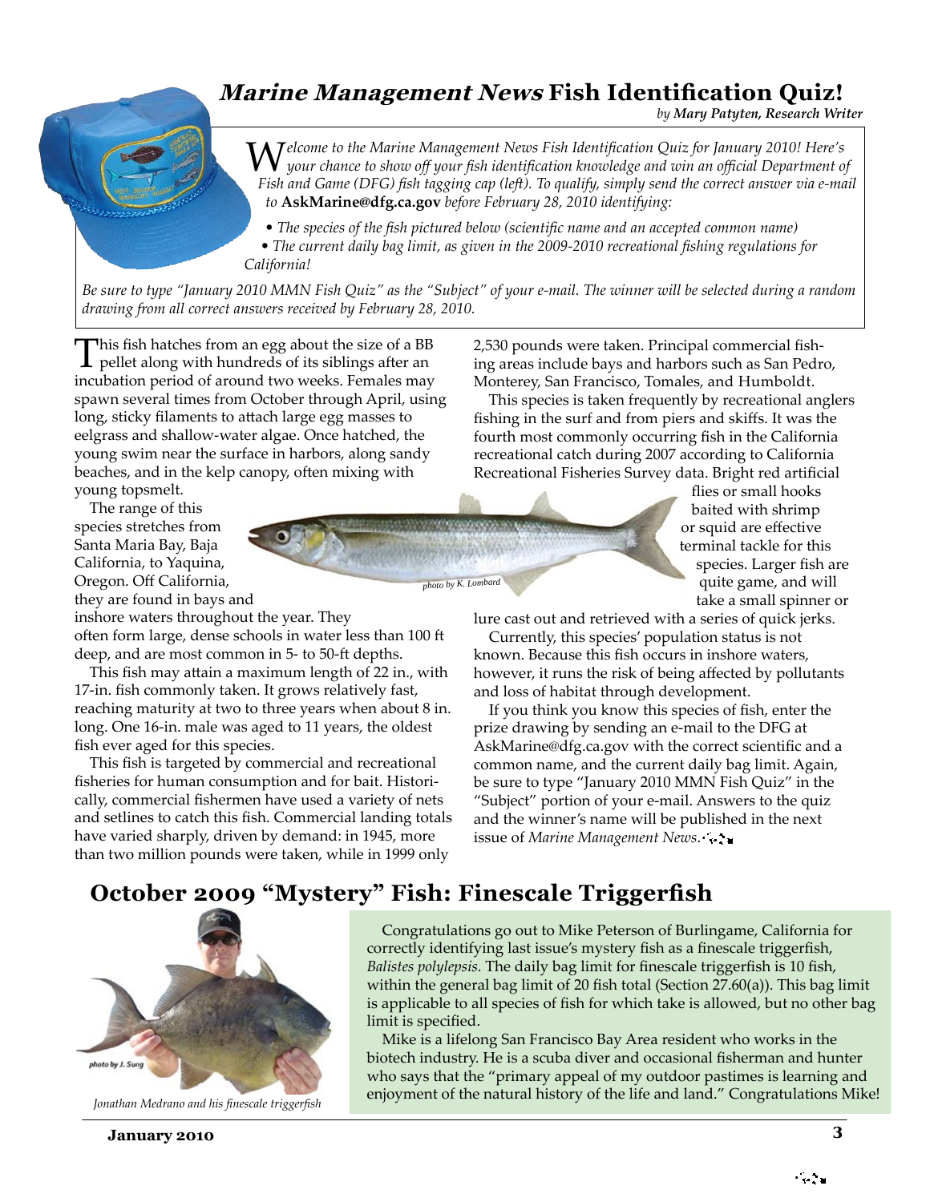# *Marine Management News* Fish Identification Quiz!

*by Mary Patyten, Research Writer*

*Welcome to the Marine Management News Fish Identification Quiz for January 2010! Here's your chance to show off your fish identification knowledge and win an official Department of Fish and Game (DFG) fish tagging cap (left). To qualify, simply send the correct answer via e-mail to* **AskMarine@dfg.ca.gov** *before February 28, 2010 identifying:*

- *The species of the fish pictured below (scientific name and an accepted common name)*
- *The current daily bag limit, as given in the 2009-2010 recreational fishing regulations for California!*

*Be sure to type "January 2010 MMN Fish Quiz" as the "Subject" of your e-mail. The winner will be selected during a random drawing from all correct answers received by February 28, 2010.*

This fish hatches from an egg about the size of a BB pellet along with hundreds of its siblings after an incubation period of around two weeks. Females may spawn several times from October through April, using long, sticky filaments to attach large egg masses to eelgrass and shallow-water algae. Once hatched, the young swim near the surface in harbors, along sandy beaches, and in the kelp canopy, often mixing with young topsmelt.

The range of this species stretches from Santa Maria Bay, Baja California, to Yaquina, Oregon. Off California, they are found in bays and inshore waters throughout the year. They often form large, dense schools in water less than 100 ft deep, and are most common in 5- to 50-ft depths.

This fish may attain a maximum length of 22 in., with 17-in. fish commonly taken. It grows relatively fast, reaching maturity at two to three years when about 8 in. long. One 16-in. male was aged to 11 years, the oldest fish ever aged for this species.

This fish is targeted by commercial and recreational fisheries for human consumption and for bait. Historically, commercial fishermen have used a variety of nets and setlines to catch this fish. Commercial landing totals have varied sharply, driven by demand: in 1945, more than two million pounds were taken, while in 1999 only 2,530 pounds were taken. Principal commercial fishing areas include bays and harbors such as San Pedro, Monterey, San Francisco, Tomales, and Humboldt.

*photo by K. Lombard*

This species is taken frequently by recreational anglers fishing in the surf and from piers and skiffs. It was the fourth most commonly occurring fish in the California recreational catch during 2007 according to California Recreational Fisheries Survey data. Bright red artificial flies or small hooks baited with shrimp or squid are effective terminal tackle for this species. Larger fish are quite game, and will take a small spinner or lure cast out and retrieved with a series of quick jerks.

Currently, this species' population status is not known. Because this fish occurs in inshore waters, however, it runs the risk of being affected by pollutants and loss of habitat through development.

If you think you know this species of fish, enter the prize drawing by sending an e-mail to the DFG at AskMarine@dfg.ca.gov with the correct scientific and a common name, and the current daily bag limit. Again, be sure to type "January 2010 MMN Fish Quiz" in the "Subject" portion of your e-mail. Answers to the quiz and the winner's name will be published in the next issue of *Marine Management News*.

## October 2009 "Mystery" Fish: Finescale Triggerfish

*photo by J. Sung*

*Jonathan Medrano and his finescale triggerfish*

Congratulations go out to Mike Peterson of Burlingame, California for correctly identifying last issue's mystery fish as a finescale triggerfish, *Balistes polylepsis*. The daily bag limit for finescale triggerfish is 10 fish, within the general bag limit of 20 fish total (Section 27.60(a)). This bag limit is applicable to all species of fish for which take is allowed, but no other bag limit is specified.

Mike is a lifelong San Francisco Bay Area resident who works in the biotech industry. He is a scuba diver and occasional fisherman and hunter who says that the "primary appeal of my outdoor pastimes is learning and enjoyment of the natural history of the life and land." Congratulations Mike!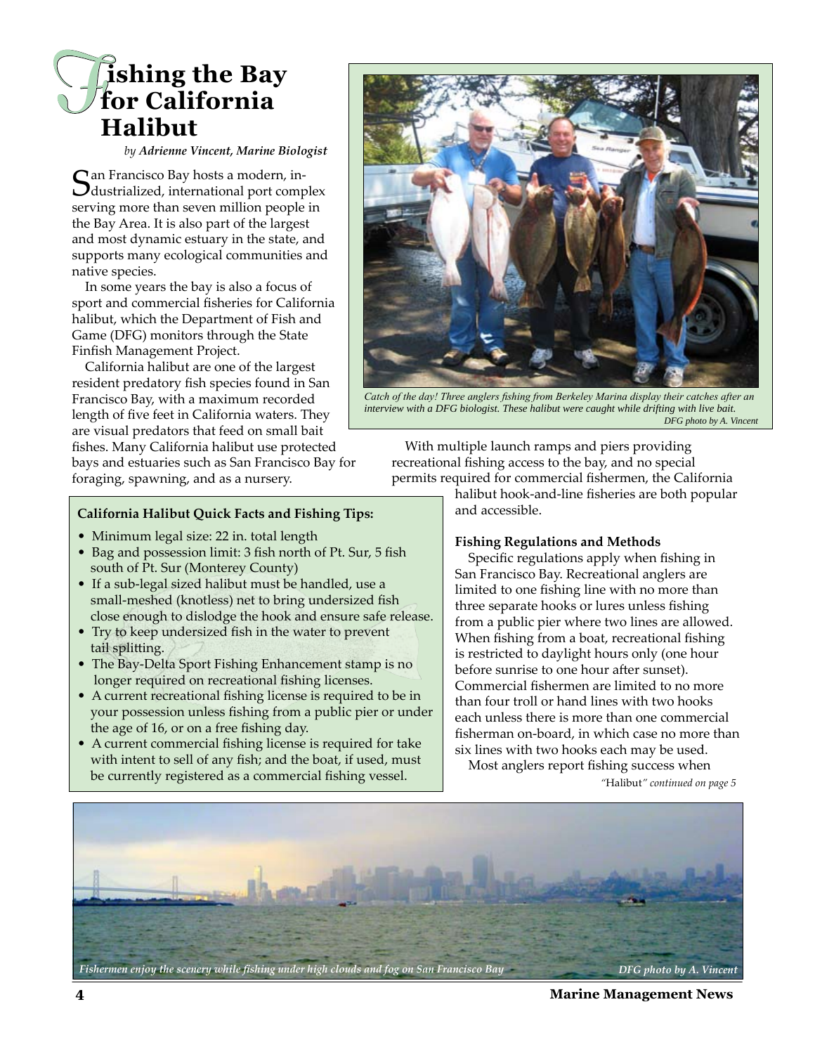# Fishing the Bay for California Halibut

*by **Adrienne Vincent, Marine Biologist***

San Francisco Bay hosts a modern, industrialized, international port complex serving more than seven million people in the Bay Area. It is also part of the largest and most dynamic estuary in the state, and supports many ecological communities and native species.

In some years the bay is also a focus of sport and commercial fisheries for California halibut, which the Department of Fish and Game (DFG) monitors through the State Finfish Management Project.

California halibut are one of the largest resident predatory fish species found in San Francisco Bay, with a maximum recorded length of five feet in California waters. They are visual predators that feed on small bait fishes. Many California halibut use protected bays and estuaries such as San Francisco Bay for foraging, spawning, and as a nursery.

*Catch of the day! Three anglers fishing from Berkeley Marina display their catches after an interview with a DFG biologist. These halibut were caught while drifting with live bait.*
*DFG photo by A. Vincent*

**California Halibut Quick Facts and Fishing Tips:**

- Minimum legal size: 22 in. total length
- Bag and possession limit: 3 fish north of Pt. Sur, 5 fish south of Pt. Sur (Monterey County)
- If a sub-legal sized halibut must be handled, use a small-meshed (knotless) net to bring undersized fish close enough to dislodge the hook and ensure safe release.
- Try to keep undersized fish in the water to prevent tail splitting.
- The Bay-Delta Sport Fishing Enhancement stamp is no longer required on recreational fishing licenses.
- A current recreational fishing license is required to be in your possession unless fishing from a public pier or under the age of 16, or on a free fishing day.
- A current commercial fishing license is required for take with intent to sell of any fish; and the boat, if used, must be currently registered as a commercial fishing vessel.

With multiple launch ramps and piers providing recreational fishing access to the bay, and no special permits required for commercial fishermen, the California halibut hook-and-line fisheries are both popular and accessible.

### Fishing Regulations and Methods

Specific regulations apply when fishing in San Francisco Bay. Recreational anglers are limited to one fishing line with no more than three separate hooks or lures unless fishing from a public pier where two lines are allowed. When fishing from a boat, recreational fishing is restricted to daylight hours only (one hour before sunrise to one hour after sunset). Commercial fishermen are limited to no more than four troll or hand lines with two hooks each unless there is more than one commercial fisherman on-board, in which case no more than six lines with two hooks each may be used.

Most anglers report fishing success when

*"Halibut" continued on page 5*

*Fishermen enjoy the scenery while fishing under high clouds and fog on San Francisco Bay* *DFG photo by A. Vincent*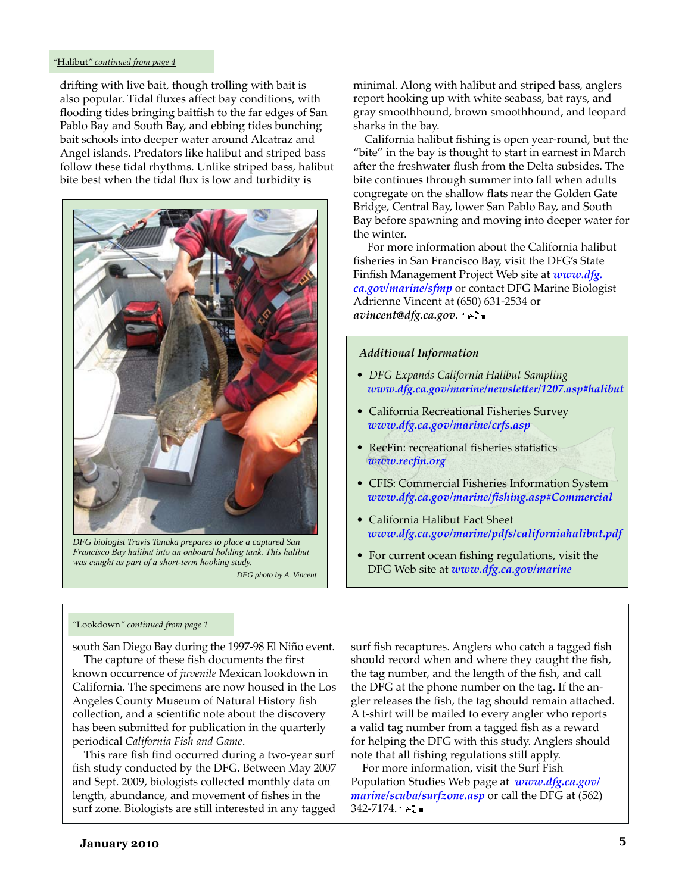*"Halibut" continued from page 4*

drifting with live bait, though trolling with bait is also popular. Tidal fluxes affect bay conditions, with flooding tides bringing baitfish to the far edges of San Pablo Bay and South Bay, and ebbing tides bunching bait schools into deeper water around Alcatraz and Angel islands. Predators like halibut and striped bass follow these tidal rhythms. Unlike striped bass, halibut bite best when the tidal flux is low and turbidity is minimal. Along with halibut and striped bass, anglers report hooking up with white seabass, bat rays, and gray smoothhound, brown smoothhound, and leopard sharks in the bay.

California halibut fishing is open year-round, but the "bite" in the bay is thought to start in earnest in March after the freshwater flush from the Delta subsides. The bite continues through summer into fall when adults congregate on the shallow flats near the Golden Gate Bridge, Central Bay, lower San Pablo Bay, and South Bay before spawning and moving into deeper water for the winter.

For more information about the California halibut fisheries in San Francisco Bay, visit the DFG's State Finfish Management Project Web site at *www.dfg.ca.gov/marine/sfmp* or contact DFG Marine Biologist Adrienne Vincent at (650) 631-2534 or *avincent@dfg.ca.gov*.

*DFG biologist Travis Tanaka prepares to place a captured San Francisco Bay halibut into an onboard holding tank. This halibut was caught as part of a short-term hooking study.*

*DFG photo by A. Vincent*

### *Additional Information*

- *DFG Expands California Halibut Sampling*
  *www.dfg.ca.gov/marine/newsletter/1207.asp#halibut*
- California Recreational Fisheries Survey
  *www.dfg.ca.gov/marine/crfs.asp*
- RecFin: recreational fisheries statistics
  *www.recfin.org*
- CFIS: Commercial Fisheries Information System
  *www.dfg.ca.gov/marine/fishing.asp#Commercial*
- California Halibut Fact Sheet
  *www.dfg.ca.gov/marine/pdfs/californiahalibut.pdf*
- For current ocean fishing regulations, visit the DFG Web site at *www.dfg.ca.gov/marine*

---

*"Lookdown" continued from page 1*

south San Diego Bay during the 1997-98 El Niño event.

The capture of these fish documents the first known occurrence of *juvenile* Mexican lookdown in California. The specimens are now housed in the Los Angeles County Museum of Natural History fish collection, and a scientific note about the discovery has been submitted for publication in the quarterly periodical *California Fish and Game*.

This rare fish find occurred during a two-year surf fish study conducted by the DFG. Between May 2007 and Sept. 2009, biologists collected monthly data on length, abundance, and movement of fishes in the surf zone. Biologists are still interested in any tagged surf fish recaptures. Anglers who catch a tagged fish should record when and where they caught the fish, the tag number, and the length of the fish, and call the DFG at the phone number on the tag. If the angler releases the fish, the tag should remain attached. A t-shirt will be mailed to every angler who reports a valid tag number from a tagged fish as a reward for helping the DFG with this study. Anglers should note that all fishing regulations still apply.

For more information, visit the Surf Fish Population Studies Web page at *www.dfg.ca.gov/marine/scuba/surfzone.asp* or call the DFG at (562) 342-7174.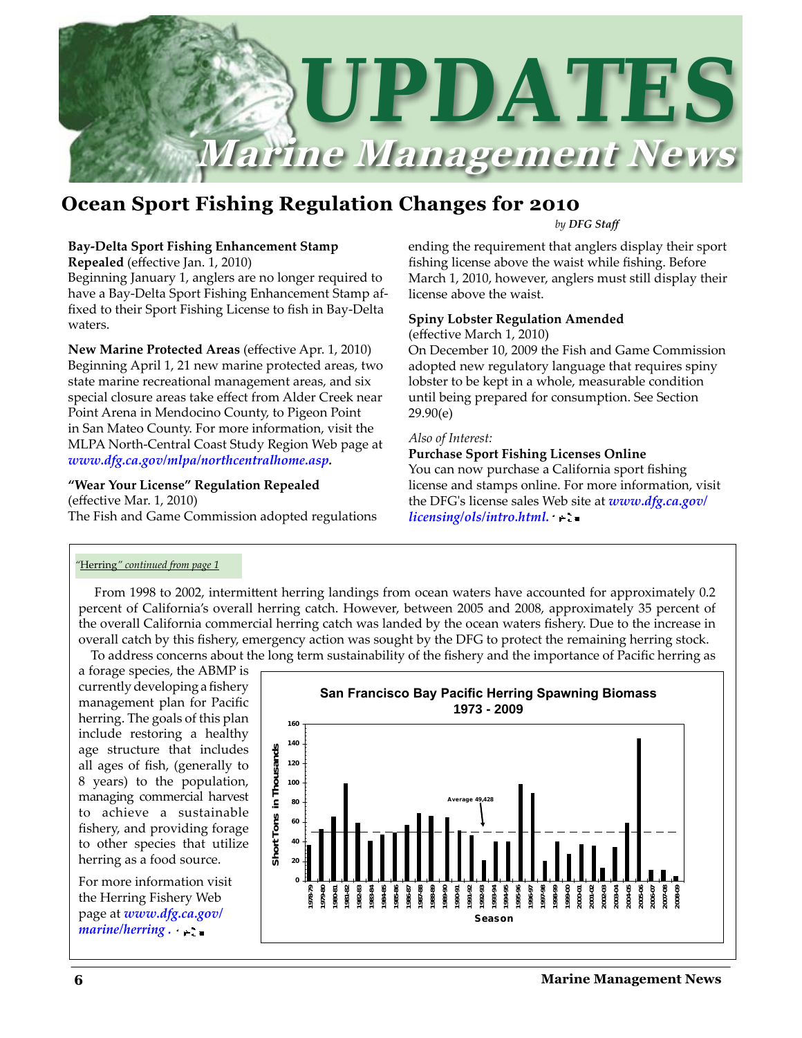# UPDATES

## Marine Management News

## Ocean Sport Fishing Regulation Changes for 2010

*by DFG Staff*

**Bay-Delta Sport Fishing Enhancement Stamp Repealed** (effective Jan. 1, 2010)
Beginning January 1, anglers are no longer required to have a Bay-Delta Sport Fishing Enhancement Stamp affixed to their Sport Fishing License to fish in Bay-Delta waters.

**New Marine Protected Areas** (effective Apr. 1, 2010)
Beginning April 1, 21 new marine protected areas, two state marine recreational management areas, and six special closure areas take effect from Alder Creek near Point Arena in Mendocino County, to Pigeon Point in San Mateo County. For more information, visit the MLPA North-Central Coast Study Region Web page at *www.dfg.ca.gov/mlpa/northcentralhome.asp*.

**"Wear Your License" Regulation Repealed** (effective Mar. 1, 2010)
The Fish and Game Commission adopted regulations ending the requirement that anglers display their sport fishing license above the waist while fishing. Before March 1, 2010, however, anglers must still display their license above the waist.

**Spiny Lobster Regulation Amended** (effective March 1, 2010)
On December 10, 2009 the Fish and Game Commission adopted new regulatory language that requires spiny lobster to be kept in a whole, measurable condition until being prepared for consumption. See Section 29.90(e)

*Also of Interest:*
**Purchase Sport Fishing Licenses Online**
You can now purchase a California sport fishing license and stamps online. For more information, visit the DFG's license sales Web site at *www.dfg.ca.gov/licensing/ols/intro.html*.

---

*"Herring" continued from page 1*

From 1998 to 2002, intermittent herring landings from ocean waters have accounted for approximately 0.2 percent of California's overall herring catch. However, between 2005 and 2008, approximately 35 percent of the overall California commercial herring catch was landed by the ocean waters fishery. Due to the increase in overall catch by this fishery, emergency action was sought by the DFG to protect the remaining herring stock.

To address concerns about the long term sustainability of the fishery and the importance of Pacific herring as a forage species, the ABMP is currently developing a fishery management plan for Pacific herring. The goals of this plan include restoring a healthy age structure that includes all ages of fish, (generally to 8 years) to the population, managing commercial harvest to achieve a sustainable fishery, and providing forage to other species that utilize herring as a food source.

For more information visit the Herring Fishery Web page at *www.dfg.ca.gov/marine/herring*.

**San Francisco Bay Pacific Herring Spawning Biomass 1973 - 2009**

(Bar chart: Short Tons in Thousands by Season, 1978-79 to 2008-09; Average 49,428)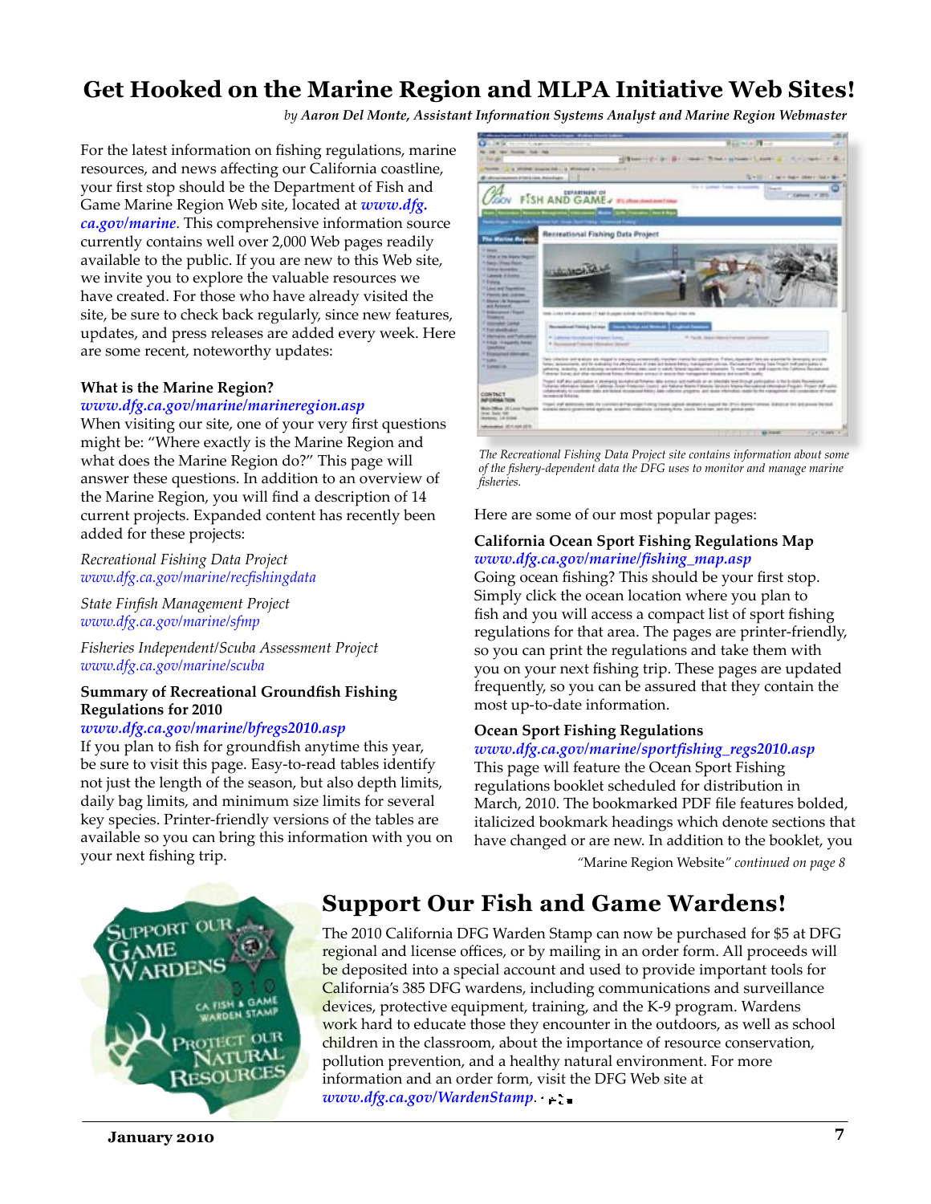# Get Hooked on the Marine Region and MLPA Initiative Web Sites!

*by Aaron Del Monte, Assistant Information Systems Analyst and Marine Region Webmaster*

For the latest information on fishing regulations, marine resources, and news affecting our California coastline, your first stop should be the Department of Fish and Game Marine Region Web site, located at *www.dfg.ca.gov/marine*. This comprehensive information source currently contains well over 2,000 Web pages readily available to the public. If you are new to this Web site, we invite you to explore the valuable resources we have created. For those who have already visited the site, be sure to check back regularly, since new features, updates, and press releases are added every week. Here are some recent, noteworthy updates:

### What is the Marine Region?

*www.dfg.ca.gov/marine/marineregion.asp*

When visiting our site, one of your very first questions might be: "Where exactly is the Marine Region and what does the Marine Region do?" This page will answer these questions. In addition to an overview of the Marine Region, you will find a description of 14 current projects. Expanded content has recently been added for these projects:

*Recreational Fishing Data Project*
*www.dfg.ca.gov/marine/recfishingdata*

*State Finfish Management Project*
*www.dfg.ca.gov/marine/sfmp*

*Fisheries Independent/Scuba Assessment Project*
*www.dfg.ca.gov/marine/scuba*

### Summary of Recreational Groundfish Fishing Regulations for 2010

*www.dfg.ca.gov/marine/bfregs2010.asp*

If you plan to fish for groundfish anytime this year, be sure to visit this page. Easy-to-read tables identify not just the length of the season, but also depth limits, daily bag limits, and minimum size limits for several key species. Printer-friendly versions of the tables are available so you can bring this information with you on your next fishing trip.

*The Recreational Fishing Data Project site contains information about some of the fishery-dependent data the DFG uses to monitor and manage marine fisheries.*

Here are some of our most popular pages:

### California Ocean Sport Fishing Regulations Map

*www.dfg.ca.gov/marine/fishing_map.asp*

Going ocean fishing? This should be your first stop. Simply click the ocean location where you plan to fish and you will access a compact list of sport fishing regulations for that area. The pages are printer-friendly, so you can print the regulations and take them with you on your next fishing trip. These pages are updated frequently, so you can be assured that they contain the most up-to-date information.

### Ocean Sport Fishing Regulations

*www.dfg.ca.gov/marine/sportfishing_regs2010.asp*

This page will feature the Ocean Sport Fishing regulations booklet scheduled for distribution in March, 2010. The bookmarked PDF file features bolded, italicized bookmark headings which denote sections that have changed or are new. In addition to the booklet, you

"Marine Region Website" *continued on page 8*

# Support Our Fish and Game Wardens!

The 2010 California DFG Warden Stamp can now be purchased for $5 at DFG regional and license offices, or by mailing in an order form. All proceeds will be deposited into a special account and used to provide important tools for California's 385 DFG wardens, including communications and surveillance devices, protective equipment, training, and the K-9 program. Wardens work hard to educate those they encounter in the outdoors, as well as school children in the classroom, about the importance of resource conservation, pollution prevention, and a healthy natural environment. For more information and an order form, visit the DFG Web site at *www.dfg.ca.gov/WardenStamp*.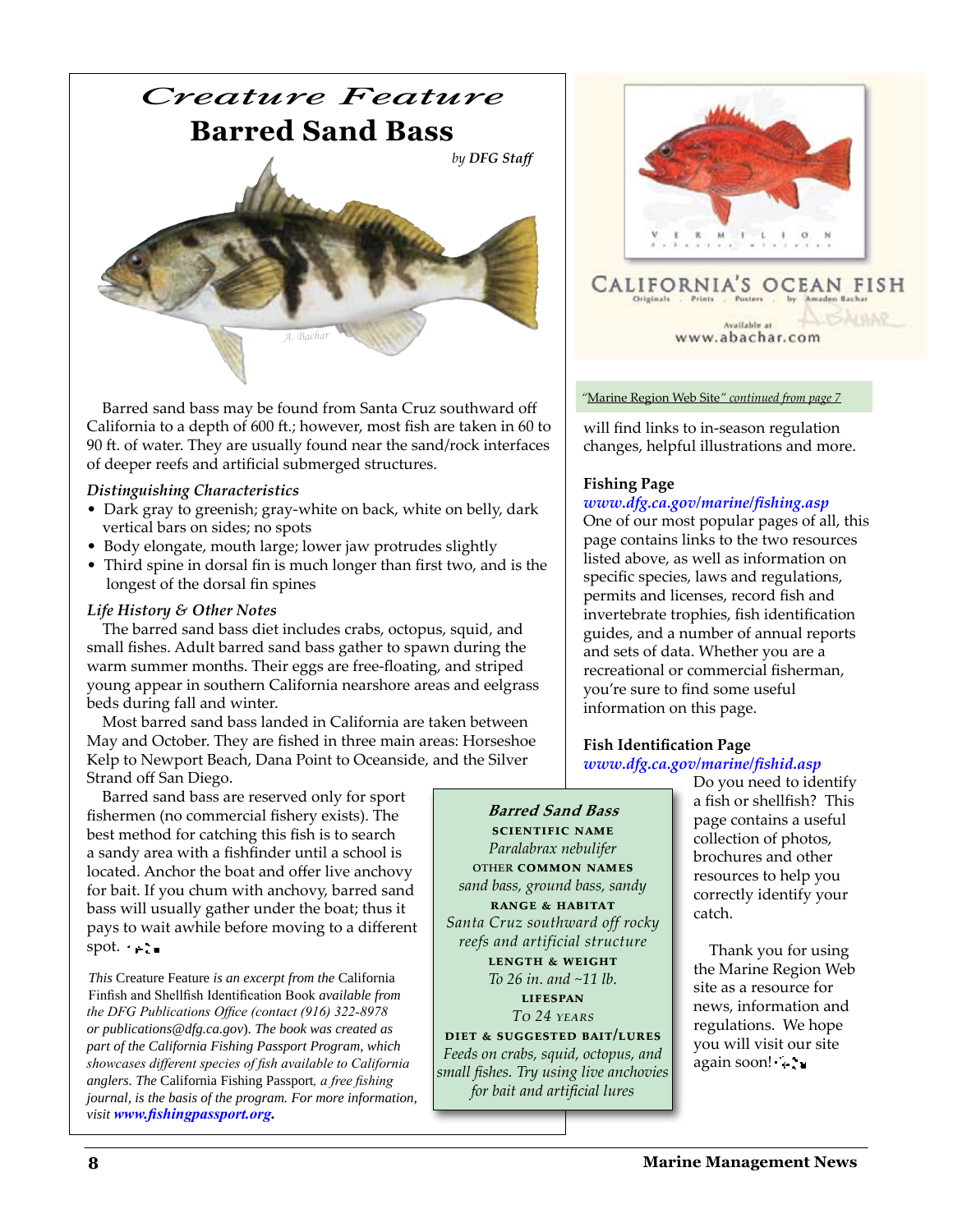# Creature Feature

## Barred Sand Bass

*by DFG Staff*

A. Bachar

Barred sand bass may be found from Santa Cruz southward off California to a depth of 600 ft.; however, most fish are taken in 60 to 90 ft. of water. They are usually found near the sand/rock interfaces of deeper reefs and artificial submerged structures.

### *Distinguishing Characteristics*

- Dark gray to greenish; gray-white on back, white on belly, dark vertical bars on sides; no spots
- Body elongate, mouth large; lower jaw protrudes slightly
- Third spine in dorsal fin is much longer than first two, and is the longest of the dorsal fin spines

### *Life History & Other Notes*

The barred sand bass diet includes crabs, octopus, squid, and small fishes. Adult barred sand bass gather to spawn during the warm summer months. Their eggs are free-floating, and striped young appear in southern California nearshore areas and eelgrass beds during fall and winter.

Most barred sand bass landed in California are taken between May and October. They are fished in three main areas: Horseshoe Kelp to Newport Beach, Dana Point to Oceanside, and the Silver Strand off San Diego.

Barred sand bass are reserved only for sport fishermen (no commercial fishery exists). The best method for catching this fish is to search a sandy area with a fishfinder until a school is located. Anchor the boat and offer live anchovy for bait. If you chum with anchovy, barred sand bass will usually gather under the boat; thus it pays to wait awhile before moving to a different spot.

***Barred Sand Bass***

**SCIENTIFIC NAME**
*Paralabrax nebulifer*

**OTHER COMMON NAMES**
*sand bass, ground bass, sandy*

**RANGE & HABITAT**
*Santa Cruz southward off rocky reefs and artificial structure*

**LENGTH & WEIGHT**
*To 26 in. and ~11 lb.*

**LIFESPAN**
*To 24 years*

**DIET & SUGGESTED BAIT/LURES**
*Feeds on crabs, squid, octopus, and small fishes. Try using live anchovies for bait and artificial lures*

*This* Creature Feature *is an excerpt from the* California Finfish and Shellfish Identification Book *available from the DFG Publications Office (contact (916) 322-8978 or publications@dfg.ca.gov*). *The book was created as part of the California Fishing Passport Program, which showcases different species of fish available to California anglers. The* California Fishing Passport, *a free fishing journal, is the basis of the program. For more information, visit* ***www.fishingpassport.org.***

VERMILION

CALIFORNIA'S OCEAN FISH
Originals . Prints . Posters . by Amadeo Bachar
Available at www.abachar.com

"Marine Region Web Site" *continued from page 7*

will find links to in-season regulation changes, helpful illustrations and more.

**Fishing Page**
***www.dfg.ca.gov/marine/fishing.asp***
One of our most popular pages of all, this page contains links to the two resources listed above, as well as information on specific species, laws and regulations, permits and licenses, record fish and invertebrate trophies, fish identification guides, and a number of annual reports and sets of data. Whether you are a recreational or commercial fisherman, you're sure to find some useful information on this page.

**Fish Identification Page**
***www.dfg.ca.gov/marine/fishid.asp***
Do you need to identify a fish or shellfish? This page contains a useful collection of photos, brochures and other resources to help you correctly identify your catch.

Thank you for using the Marine Region Web site as a resource for news, information and regulations. We hope you will visit our site again soon!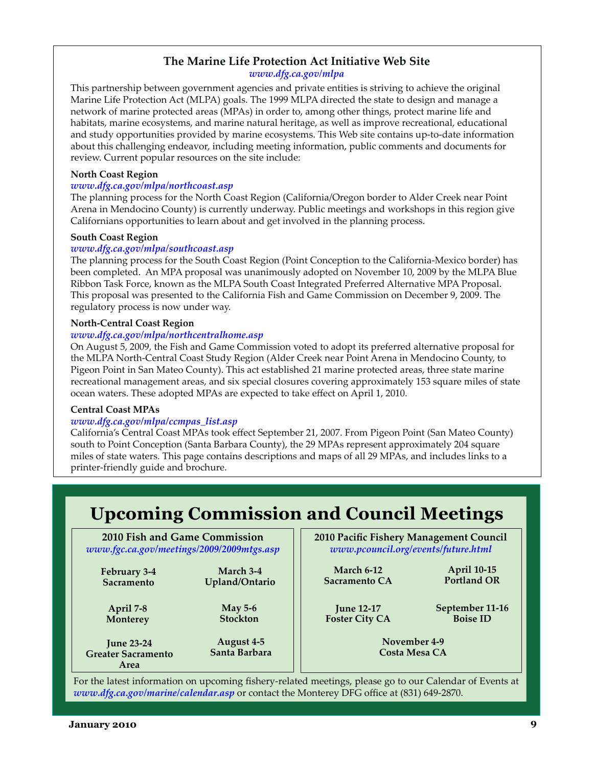## The Marine Life Protection Act Initiative Web Site

*www.dfg.ca.gov/mlpa*

This partnership between government agencies and private entities is striving to achieve the original Marine Life Protection Act (MLPA) goals. The 1999 MLPA directed the state to design and manage a network of marine protected areas (MPAs) in order to, among other things, protect marine life and habitats, marine ecosystems, and marine natural heritage, as well as improve recreational, educational and study opportunities provided by marine ecosystems. This Web site contains up-to-date information about this challenging endeavor, including meeting information, public comments and documents for review. Current popular resources on the site include:

**North Coast Region**
*www.dfg.ca.gov/mlpa/northcoast.asp*
The planning process for the North Coast Region (California/Oregon border to Alder Creek near Point Arena in Mendocino County) is currently underway. Public meetings and workshops in this region give Californians opportunities to learn about and get involved in the planning process.

**South Coast Region**
*www.dfg.ca.gov/mlpa/southcoast.asp*
The planning process for the South Coast Region (Point Conception to the California-Mexico border) has been completed. An MPA proposal was unanimously adopted on November 10, 2009 by the MLPA Blue Ribbon Task Force, known as the MLPA South Coast Integrated Preferred Alternative MPA Proposal. This proposal was presented to the California Fish and Game Commission on December 9, 2009. The regulatory process is now under way.

**North-Central Coast Region**
*www.dfg.ca.gov/mlpa/northcentralhome.asp*
On August 5, 2009, the Fish and Game Commission voted to adopt its preferred alternative proposal for the MLPA North-Central Coast Study Region (Alder Creek near Point Arena in Mendocino County, to Pigeon Point in San Mateo County). This act established 21 marine protected areas, three state marine recreational management areas, and six special closures covering approximately 153 square miles of state ocean waters. These adopted MPAs are expected to take effect on April 1, 2010.

**Central Coast MPAs**
*www.dfg.ca.gov/mlpa/ccmpas_list.asp*
California's Central Coast MPAs took effect September 21, 2007. From Pigeon Point (San Mateo County) south to Point Conception (Santa Barbara County), the 29 MPAs represent approximately 204 square miles of state waters. This page contains descriptions and maps of all 29 MPAs, and includes links to a printer-friendly guide and brochure.

# Upcoming Commission and Council Meetings

### 2010 Fish and Game Commission

*www.fgc.ca.gov/meetings/2009/2009mtgs.asp*

- **February 3-4** – Sacramento
- **March 3-4** – Upland/Ontario
- **April 7-8** – Monterey
- **May 5-6** – Stockton
- **June 23-24** – Greater Sacramento Area
- **August 4-5** – Santa Barbara

### 2010 Pacific Fishery Management Council

*www.pcouncil.org/events/future.html*

- **March 6-12** – Sacramento CA
- **April 10-15** – Portland OR
- **June 12-17** – Foster City CA
- **September 11-16** – Boise ID
- **November 4-9** – Costa Mesa CA

For the latest information on upcoming fishery-related meetings, please go to our Calendar of Events at *www.dfg.ca.gov/marine/calendar.asp* or contact the Monterey DFG office at (831) 649-2870.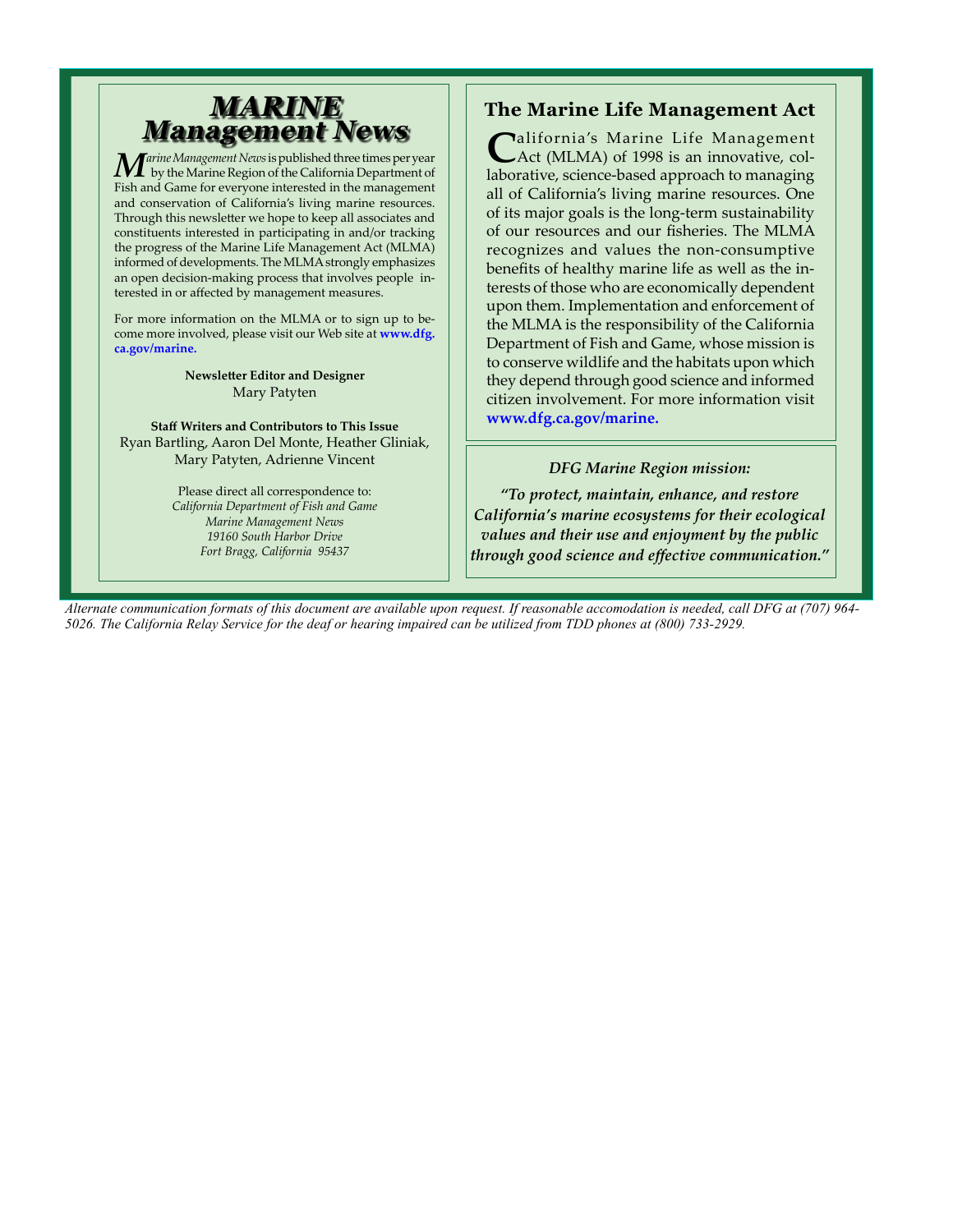# MARINE Management News

*Marine Management News* is published three times per year by the Marine Region of the California Department of Fish and Game for everyone interested in the management and conservation of California's living marine resources. Through this newsletter we hope to keep all associates and constituents interested in participating in and/or tracking the progress of the Marine Life Management Act (MLMA) informed of developments. The MLMA strongly emphasizes an open decision-making process that involves people interested in or affected by management measures.

For more information on the MLMA or to sign up to become more involved, please visit our Web site at **www.dfg.ca.gov/marine.**

**Newsletter Editor and Designer**
Mary Patyten

**Staff Writers and Contributors to This Issue**
Ryan Bartling, Aaron Del Monte, Heather Gliniak, Mary Patyten, Adrienne Vincent

Please direct all correspondence to:
*California Department of Fish and Game*
*Marine Management News*
*19160 South Harbor Drive*
*Fort Bragg, California 95437*

## The Marine Life Management Act

California's Marine Life Management Act (MLMA) of 1998 is an innovative, collaborative, science-based approach to managing all of California's living marine resources. One of its major goals is the long-term sustainability of our resources and our fisheries. The MLMA recognizes and values the non-consumptive benefits of healthy marine life as well as the interests of those who are economically dependent upon them. Implementation and enforcement of the MLMA is the responsibility of the California Department of Fish and Game, whose mission is to conserve wildlife and the habitats upon which they depend through good science and informed citizen involvement. For more information visit **www.dfg.ca.gov/marine.**

*DFG Marine Region mission:*

***"To protect, maintain, enhance, and restore California's marine ecosystems for their ecological values and their use and enjoyment by the public through good science and effective communication."***

*Alternate communication formats of this document are available upon request. If reasonable accomodation is needed, call DFG at (707) 964-5026. The California Relay Service for the deaf or hearing impaired can be utilized from TDD phones at (800) 733-2929.*